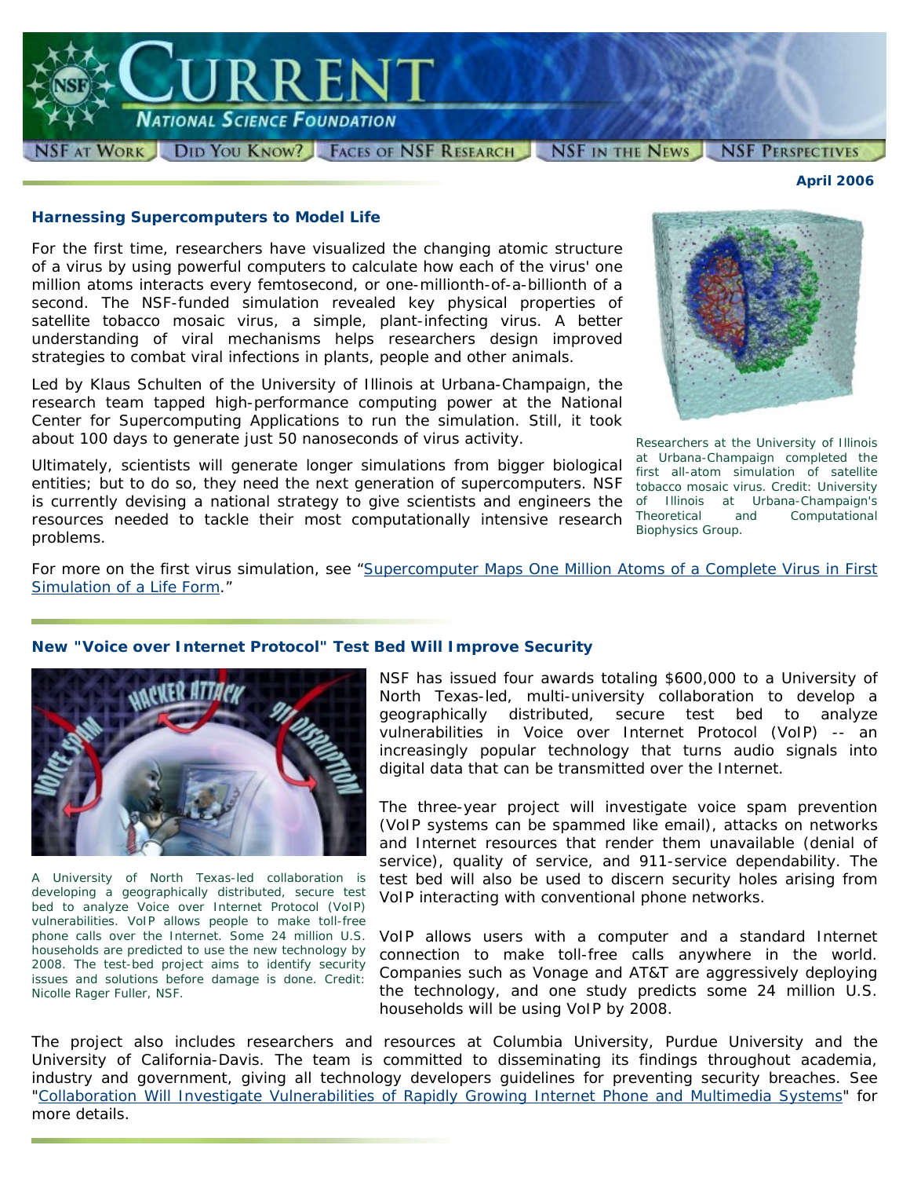# CURRENT

**NATIONAL SCIENCE FOUNDATION**

NSF AT WORK | DID YOU KNOW? | FACES OF NSF RESEARCH | NSF IN THE NEWS | NSF PERSPECTIVES

**April 2006**

### Harnessing Supercomputers to Model Life

For the first time, researchers have visualized the changing atomic structure of a virus by using powerful computers to calculate how each of the virus' one million atoms interacts every femtosecond, or one-millionth-of-a-billionth of a second. The NSF-funded simulation revealed key physical properties of satellite tobacco mosaic virus, a simple, plant-infecting virus. A better understanding of viral mechanisms helps researchers design improved strategies to combat viral infections in plants, people and other animals.

Led by Klaus Schulten of the University of Illinois at Urbana-Champaign, the research team tapped high-performance computing power at the National Center for Supercomputing Applications to run the simulation. Still, it took about 100 days to generate just 50 nanoseconds of virus activity.

Ultimately, scientists will generate longer simulations from bigger biological entities; but to do so, they need the next generation of supercomputers. NSF is currently devising a national strategy to give scientists and engineers the resources needed to tackle their most computationally intensive research problems.

Researchers at the University of Illinois at Urbana-Champaign completed the first all-atom simulation of satellite tobacco mosaic virus. Credit: University of Illinois at Urbana-Champaign's Theoretical and Computational Biophysics Group.

For more on the first virus simulation, see "Supercomputer Maps One Million Atoms of a Complete Virus in First Simulation of a Life Form."

### New "Voice over Internet Protocol" Test Bed Will Improve Security

A University of North Texas-led collaboration is developing a geographically distributed, secure test bed to analyze Voice over Internet Protocol (VoIP) vulnerabilities. VoIP allows people to make toll-free phone calls over the Internet. Some 24 million U.S. households are predicted to use the new technology by 2008. The test-bed project aims to identify security issues and solutions before damage is done. Credit: Nicolle Rager Fuller, NSF.

NSF has issued four awards totaling $600,000 to a University of North Texas-led, multi-university collaboration to develop a geographically distributed, secure test bed to analyze vulnerabilities in Voice over Internet Protocol (VoIP) -- an increasingly popular technology that turns audio signals into digital data that can be transmitted over the Internet.

The three-year project will investigate voice spam prevention (VoIP systems can be spammed like email), attacks on networks and Internet resources that render them unavailable (denial of service), quality of service, and 911-service dependability. The test bed will also be used to discern security holes arising from VoIP interacting with conventional phone networks.

VoIP allows users with a computer and a standard Internet connection to make toll-free calls anywhere in the world. Companies such as Vonage and AT&T are aggressively deploying the technology, and one study predicts some 24 million U.S. households will be using VoIP by 2008.

The project also includes researchers and resources at Columbia University, Purdue University and the University of California-Davis. The team is committed to disseminating its findings throughout academia, industry and government, giving all technology developers guidelines for preventing security breaches. See "Collaboration Will Investigate Vulnerabilities of Rapidly Growing Internet Phone and Multimedia Systems" for more details.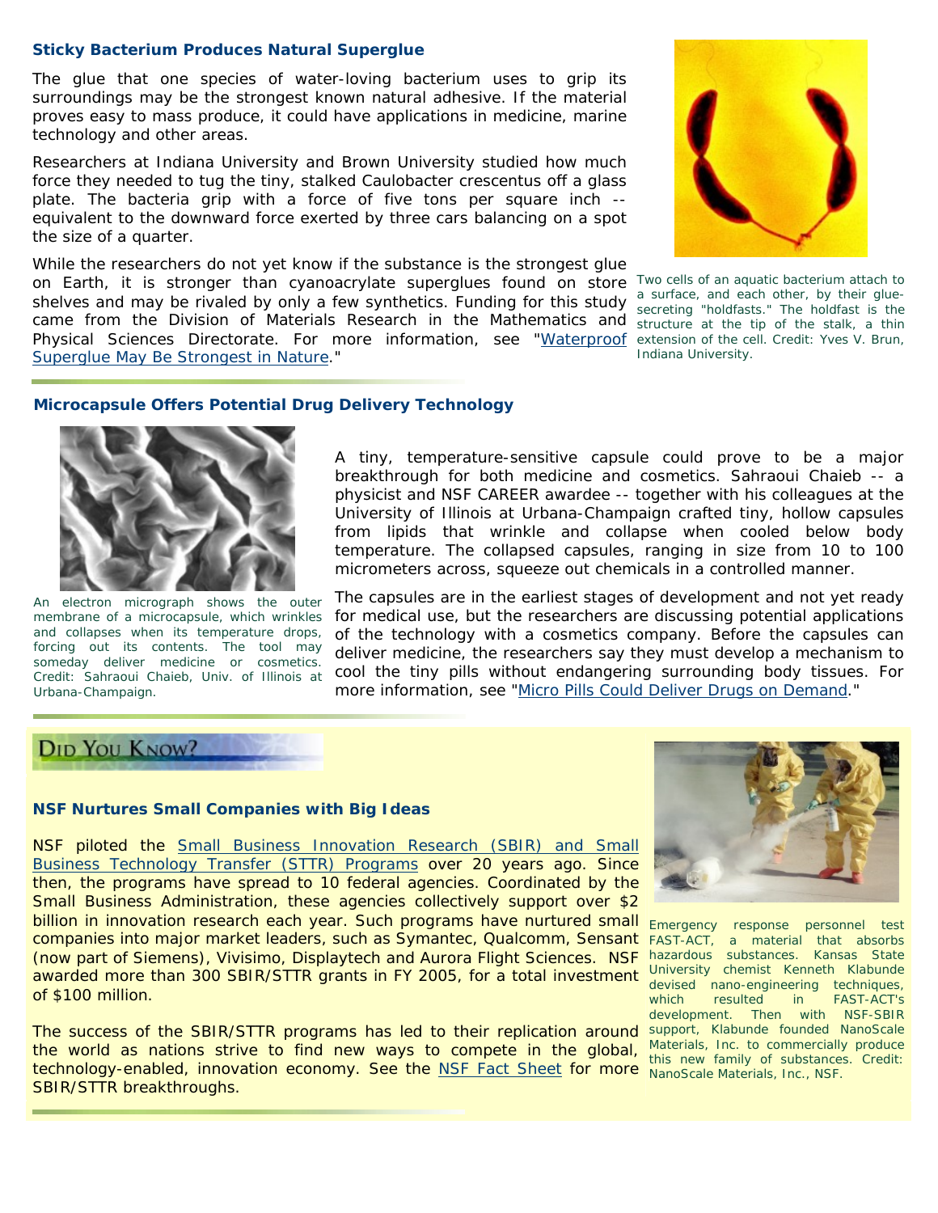### Sticky Bacterium Produces Natural Superglue

The glue that one species of water-loving bacterium uses to grip its surroundings may be the strongest known natural adhesive. If the material proves easy to mass produce, it could have applications in medicine, marine technology and other areas.

Researchers at Indiana University and Brown University studied how much force they needed to tug the tiny, stalked Caulobacter crescentus off a glass plate. The bacteria grip with a force of five tons per square inch -- equivalent to the downward force exerted by three cars balancing on a spot the size of a quarter.

While the researchers do not yet know if the substance is the strongest glue on Earth, it is stronger than cyanoacrylate superglues found on store shelves and may be rivaled by only a few synthetics. Funding for this study came from the Division of Materials Research in the Mathematics and Physical Sciences Directorate. For more information, see "Waterproof Superglue May Be Strongest in Nature."

Two cells of an aquatic bacterium attach to a surface, and each other, by their glue-secreting "holdfasts." The holdfast is the structure at the tip of the stalk, a thin extension of the cell. Credit: Yves V. Brun, Indiana University.

### Microcapsule Offers Potential Drug Delivery Technology

An electron micrograph shows the outer membrane of a microcapsule, which wrinkles and collapses when its temperature drops, forcing out its contents. The tool may someday deliver medicine or cosmetics. Credit: Sahraoui Chaieb, Univ. of Illinois at Urbana-Champaign.

A tiny, temperature-sensitive capsule could prove to be a major breakthrough for both medicine and cosmetics. Sahraoui Chaieb -- a physicist and NSF CAREER awardee -- together with his colleagues at the University of Illinois at Urbana-Champaign crafted tiny, hollow capsules from lipids that wrinkle and collapse when cooled below body temperature. The collapsed capsules, ranging in size from 10 to 100 micrometers across, squeeze out chemicals in a controlled manner.

The capsules are in the earliest stages of development and not yet ready for medical use, but the researchers are discussing potential applications of the technology with a cosmetics company. Before the capsules can deliver medicine, the researchers say they must develop a mechanism to cool the tiny pills without endangering surrounding body tissues. For more information, see "Micro Pills Could Deliver Drugs on Demand."

## Did You Know?

### NSF Nurtures Small Companies with Big Ideas

NSF piloted the Small Business Innovation Research (SBIR) and Small Business Technology Transfer (STTR) Programs over 20 years ago. Since then, the programs have spread to 10 federal agencies. Coordinated by the Small Business Administration, these agencies collectively support over $2 billion in innovation research each year. Such programs have nurtured small companies into major market leaders, such as Symantec, Qualcomm, Sensant (now part of Siemens), Vivisimo, Displaytech and Aurora Flight Sciences. NSF awarded more than 300 SBIR/STTR grants in FY 2005, for a total investment of $100 million.

The success of the SBIR/STTR programs has led to their replication around the world as nations strive to find new ways to compete in the global, technology-enabled, innovation economy. See the NSF Fact Sheet for more SBIR/STTR breakthroughs.

Emergency response personnel test FAST-ACT, a material that absorbs hazardous substances. Kansas State University chemist Kenneth Klabunde devised nano-engineering techniques, which resulted in FAST-ACT's development. Then with NSF-SBIR support, Klabunde founded NanoScale Materials, Inc. to commercially produce this new family of substances. Credit: NanoScale Materials, Inc., NSF.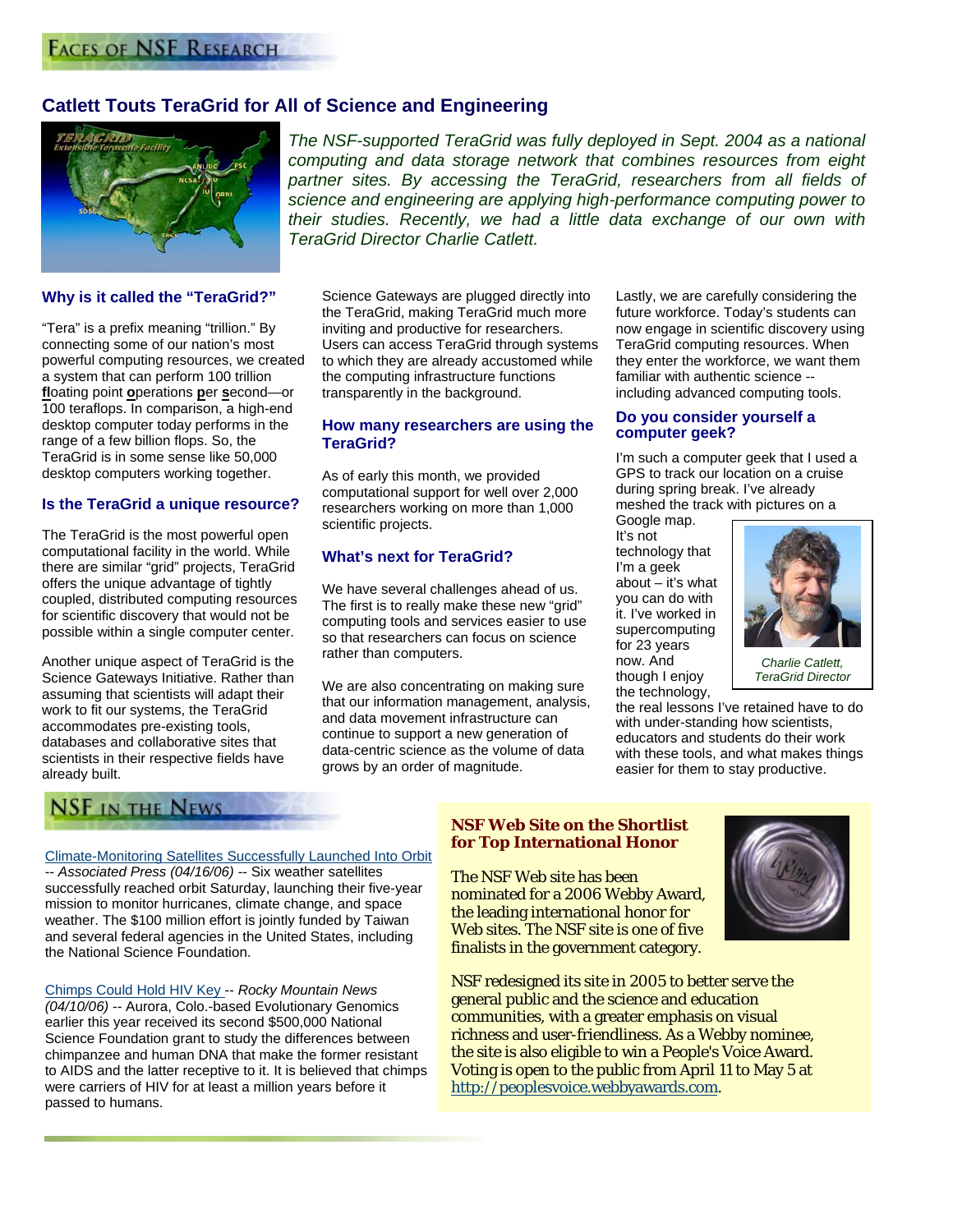## Faces of NSF Research

# Catlett Touts TeraGrid for All of Science and Engineering

*The NSF-supported TeraGrid was fully deployed in Sept. 2004 as a national computing and data storage network that combines resources from eight partner sites. By accessing the TeraGrid, researchers from all fields of science and engineering are applying high-performance computing power to their studies. Recently, we had a little data exchange of our own with TeraGrid Director Charlie Catlett.*

### Why is it called the "TeraGrid?"

"Tera" is a prefix meaning "trillion." By connecting some of our nation's most powerful computing resources, we created a system that can perform 100 trillion **fl**oating point **o**perations **p**er **s**econd—or 100 teraflops. In comparison, a high-end desktop computer today performs in the range of a few billion flops. So, the TeraGrid is in some sense like 50,000 desktop computers working together.

### Is the TeraGrid a unique resource?

The TeraGrid is the most powerful open computational facility in the world. While there are similar "grid" projects, TeraGrid offers the unique advantage of tightly coupled, distributed computing resources for scientific discovery that would not be possible within a single computer center.

Another unique aspect of TeraGrid is the Science Gateways Initiative. Rather than assuming that scientists will adapt their work to fit our systems, the TeraGrid accommodates pre-existing tools, databases and collaborative sites that scientists in their respective fields have already built. Science Gateways are plugged directly into the TeraGrid, making TeraGrid much more inviting and productive for researchers. Users can access TeraGrid through systems to which they are already accustomed while the computing infrastructure functions transparently in the background.

### How many researchers are using the TeraGrid?

As of early this month, we provided computational support for well over 2,000 researchers working on more than 1,000 scientific projects.

### What's next for TeraGrid?

We have several challenges ahead of us. The first is to really make these new "grid" computing tools and services easier to use so that researchers can focus on science rather than computers.

We are also concentrating on making sure that our information management, analysis, and data movement infrastructure can continue to support a new generation of data-centric science as the volume of data grows by an order of magnitude.

Lastly, we are carefully considering the future workforce. Today's students can now engage in scientific discovery using TeraGrid computing resources. When they enter the workforce, we want them familiar with authentic science -- including advanced computing tools.

### Do you consider yourself a computer geek?

I'm such a computer geek that I used a GPS to track our location on a cruise during spring break. I've already meshed the track with pictures on a Google map. It's not technology that I'm a geek about – it's what you can do with it. I've worked in supercomputing for 23 years now. And though I enjoy the technology, the real lessons I've retained have to do with under-standing how scientists, educators and students do their work with these tools, and what makes things easier for them to stay productive.

*Charlie Catlett, TeraGrid Director*

## NSF in the News

Climate-Monitoring Satellites Successfully Launched Into Orbit -- *Associated Press (04/16/06)* -- Six weather satellites successfully reached orbit Saturday, launching their five-year mission to monitor hurricanes, climate change, and space weather. The $100 million effort is jointly funded by Taiwan and several federal agencies in the United States, including the National Science Foundation.

Chimps Could Hold HIV Key -- *Rocky Mountain News (04/10/06)* -- Aurora, Colo.-based Evolutionary Genomics earlier this year received its second $500,000 National Science Foundation grant to study the differences between chimpanzee and human DNA that make the former resistant to AIDS and the latter receptive to it. It is believed that chimps were carriers of HIV for at least a million years before it passed to humans.

### NSF Web Site on the Shortlist for Top International Honor

The NSF Web site has been nominated for a 2006 Webby Award, the leading international honor for Web sites. The NSF site is one of five finalists in the government category.

NSF redesigned its site in 2005 to better serve the general public and the science and education communities, with a greater emphasis on visual richness and user-friendliness. As a Webby nominee, the site is also eligible to win a People's Voice Award. Voting is open to the public from April 11 to May 5 at http://peoplesvoice.webbyawards.com.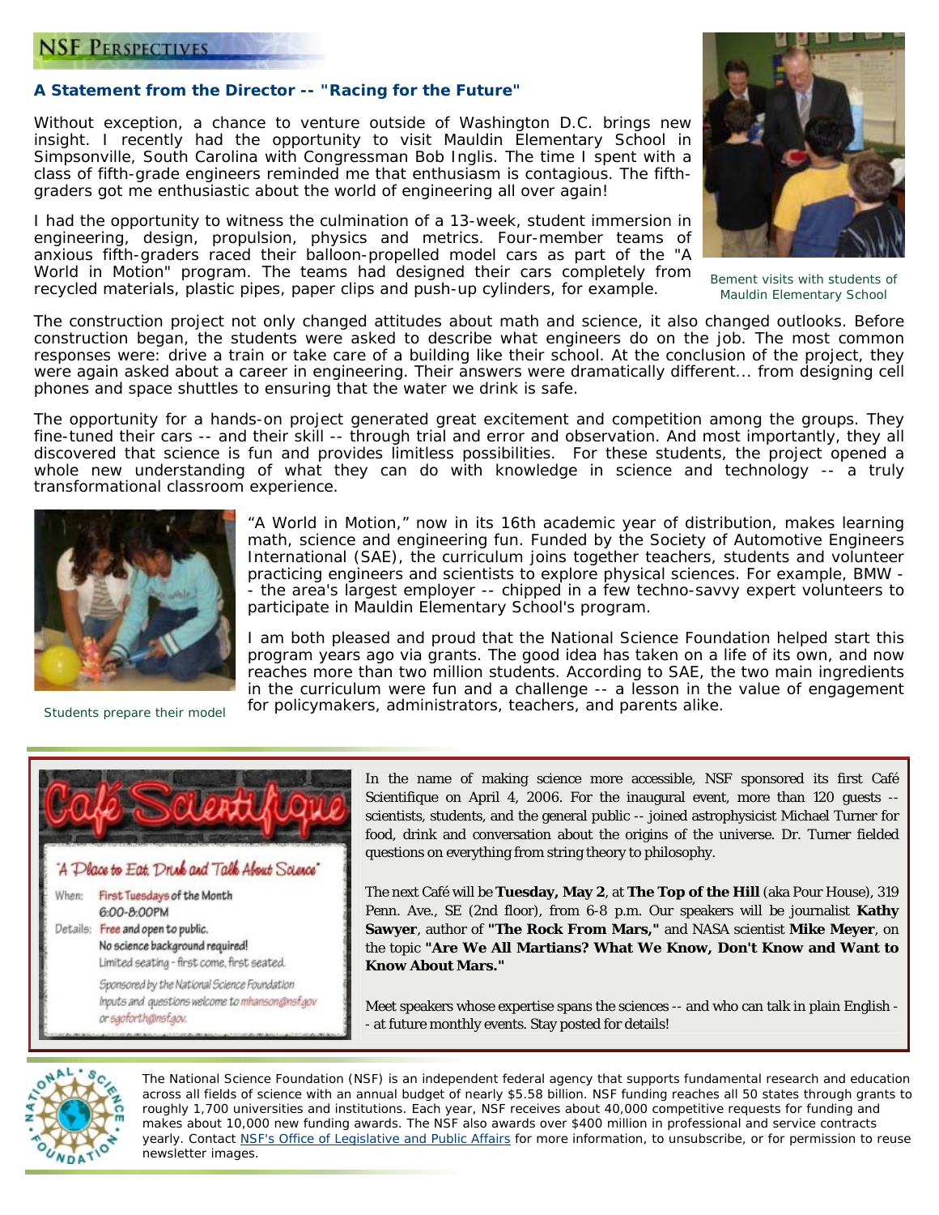## NSF Perspectives

### A Statement from the Director -- "Racing for the Future"

Without exception, a chance to venture outside of Washington D.C. brings new insight. I recently had the opportunity to visit Mauldin Elementary School in Simpsonville, South Carolina with Congressman Bob Inglis. The time I spent with a class of fifth-grade engineers reminded me that enthusiasm is contagious. The fifth-graders got me enthusiastic about the world of engineering all over again!

I had the opportunity to witness the culmination of a 13-week, student immersion in engineering, design, propulsion, physics and metrics. Four-member teams of anxious fifth-graders raced their balloon-propelled model cars as part of the "A World in Motion" program. The teams had designed their cars completely from recycled materials, plastic pipes, paper clips and push-up cylinders, for example.

Bement visits with students of Mauldin Elementary School

The construction project not only changed attitudes about math and science, it also changed outlooks. Before construction began, the students were asked to describe what engineers do on the job. The most common responses were: drive a train or take care of a building like their school. At the conclusion of the project, they were again asked about a career in engineering. Their answers were dramatically different... from designing cell phones and space shuttles to ensuring that the water we drink is safe.

The opportunity for a hands-on project generated great excitement and competition among the groups. They fine-tuned their cars -- and their skill -- through trial and error and observation. And most importantly, they all discovered that science is fun and provides limitless possibilities. For these students, the project opened a whole new understanding of what they can do with knowledge in science and technology -- a truly transformational classroom experience.

"A World in Motion," now in its 16th academic year of distribution, makes learning math, science and engineering fun. Funded by the Society of Automotive Engineers International (SAE), the curriculum joins together teachers, students and volunteer practicing engineers and scientists to explore physical sciences. For example, BMW -- the area's largest employer -- chipped in a few techno-savvy expert volunteers to participate in Mauldin Elementary School's program.

I am both pleased and proud that the National Science Foundation helped start this program years ago via grants. The good idea has taken on a life of its own, and now reaches more than two million students. According to SAE, the two main ingredients in the curriculum were fun and a challenge -- a lesson in the value of engagement for policymakers, administrators, teachers, and parents alike.

Students prepare their model

---

**Café Scientifique**

"A Place to Eat, Drink and Talk About Science"

When: First Tuesdays of the Month 6:00-8:00PM

Details: Free and open to public. No science background required! Limited seating - first come, first seated.

Sponsored by the National Science Foundation. Inputs and questions welcome to mhanson@nsf.gov or sgoforth@nsf.gov.

In the name of making science more accessible, NSF sponsored its first Café Scientifique on April 4, 2006. For the inaugural event, more than 120 guests -- scientists, students, and the general public -- joined astrophysicist Michael Turner for food, drink and conversation about the origins of the universe. Dr. Turner fielded questions on everything from string theory to philosophy.

The next Café will be **Tuesday, May 2**, at **The Top of the Hill** (aka Pour House), 319 Penn. Ave., SE (2nd floor), from 6-8 p.m. Our speakers will be journalist **Kathy Sawyer**, author of **"The Rock From Mars,"** and NASA scientist **Mike Meyer**, on the topic **"Are We All Martians? What We Know, Don't Know and Want to Know About Mars."**

Meet speakers whose expertise spans the sciences -- and who can talk in plain English -- at future monthly events. Stay posted for details!

---

The National Science Foundation (NSF) is an independent federal agency that supports fundamental research and education across all fields of science with an annual budget of nearly $5.58 billion. NSF funding reaches all 50 states through grants to roughly 1,700 universities and institutions. Each year, NSF receives about 40,000 competitive requests for funding and makes about 10,000 new funding awards. The NSF also awards over $400 million in professional and service contracts yearly. Contact [NSF's Office of Legislative and Public Affairs] for more information, to unsubscribe, or for permission to reuse newsletter images.